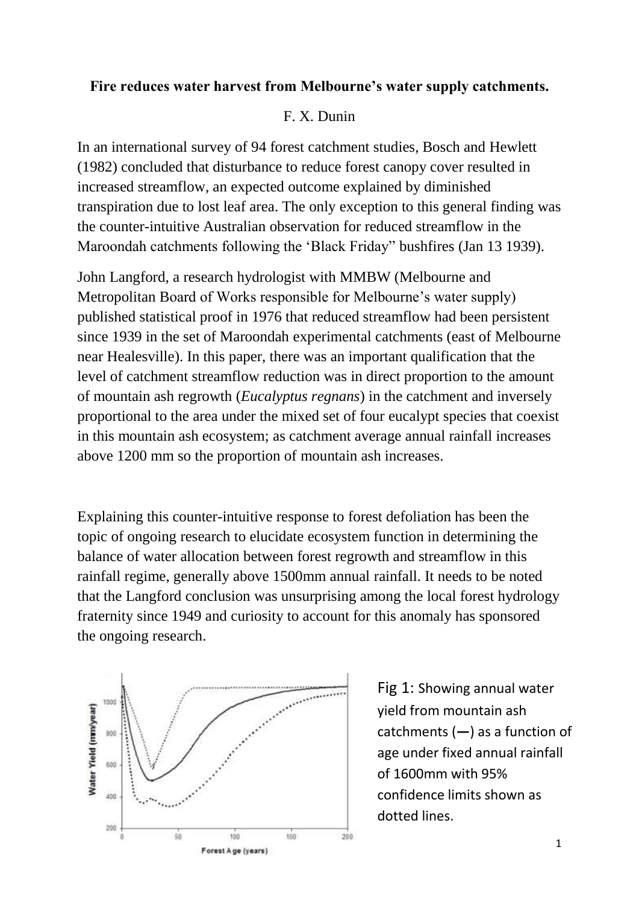**Fire reduces water harvest from Melbourne's water supply catchments.**

F. X. Dunin

In an international survey of 94 forest catchment studies, Bosch and Hewlett (1982) concluded that disturbance to reduce forest canopy cover resulted in increased streamflow, an expected outcome explained by diminished transpiration due to lost leaf area. The only exception to this general finding was the counter-intuitive Australian observation for reduced streamflow in the Maroondah catchments following the 'Black Friday" bushfires (Jan 13 1939).

John Langford, a research hydrologist with MMBW (Melbourne and Metropolitan Board of Works responsible for Melbourne's water supply) published statistical proof in 1976 that reduced streamflow had been persistent since 1939 in the set of Maroondah experimental catchments (east of Melbourne near Healesville). In this paper, there was an important qualification that the level of catchment streamflow reduction was in direct proportion to the amount of mountain ash regrowth (*Eucalyptus regnans*) in the catchment and inversely proportional to the area under the mixed set of four eucalypt species that coexist in this mountain ash ecosystem; as catchment average annual rainfall increases above 1200 mm so the proportion of mountain ash increases.

Explaining this counter-intuitive response to forest defoliation has been the topic of ongoing research to elucidate ecosystem function in determining the balance of water allocation between forest regrowth and streamflow in this rainfall regime, generally above 1500mm annual rainfall. It needs to be noted that the Langford conclusion was unsurprising among the local forest hydrology fraternity since 1949 and curiosity to account for this anomaly has sponsored the ongoing research.

Fig 1: Showing annual water yield from mountain ash catchments (—) as a function of age under fixed annual rainfall of 1600mm with 95% confidence limits shown as dotted lines.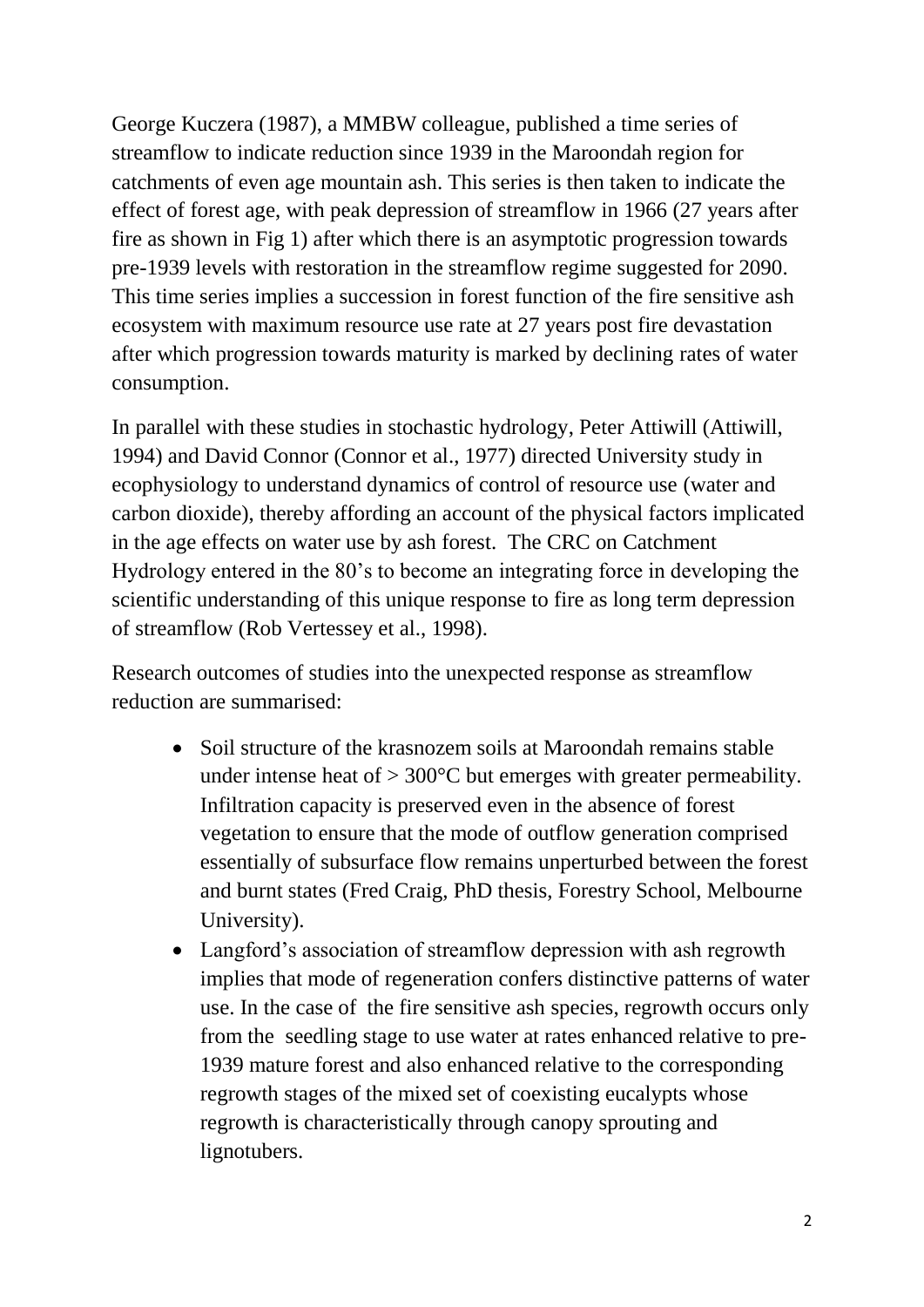George Kuczera (1987), a MMBW colleague, published a time series of streamflow to indicate reduction since 1939 in the Maroondah region for catchments of even age mountain ash. This series is then taken to indicate the effect of forest age, with peak depression of streamflow in 1966 (27 years after fire as shown in Fig 1) after which there is an asymptotic progression towards pre-1939 levels with restoration in the streamflow regime suggested for 2090. This time series implies a succession in forest function of the fire sensitive ash ecosystem with maximum resource use rate at 27 years post fire devastation after which progression towards maturity is marked by declining rates of water consumption.

In parallel with these studies in stochastic hydrology, Peter Attiwill (Attiwill, 1994) and David Connor (Connor et al., 1977) directed University study in ecophysiology to understand dynamics of control of resource use (water and carbon dioxide), thereby affording an account of the physical factors implicated in the age effects on water use by ash forest. The CRC on Catchment Hydrology entered in the 80's to become an integrating force in developing the scientific understanding of this unique response to fire as long term depression of streamflow (Rob Vertessey et al., 1998).

Research outcomes of studies into the unexpected response as streamflow reduction are summarised:

- Soil structure of the krasnozem soils at Maroondah remains stable under intense heat of > 300°C but emerges with greater permeability. Infiltration capacity is preserved even in the absence of forest vegetation to ensure that the mode of outflow generation comprised essentially of subsurface flow remains unperturbed between the forest and burnt states (Fred Craig, PhD thesis, Forestry School, Melbourne University).
- Langford's association of streamflow depression with ash regrowth implies that mode of regeneration confers distinctive patterns of water use. In the case of the fire sensitive ash species, regrowth occurs only from the seedling stage to use water at rates enhanced relative to pre-1939 mature forest and also enhanced relative to the corresponding regrowth stages of the mixed set of coexisting eucalypts whose regrowth is characteristically through canopy sprouting and lignotubers.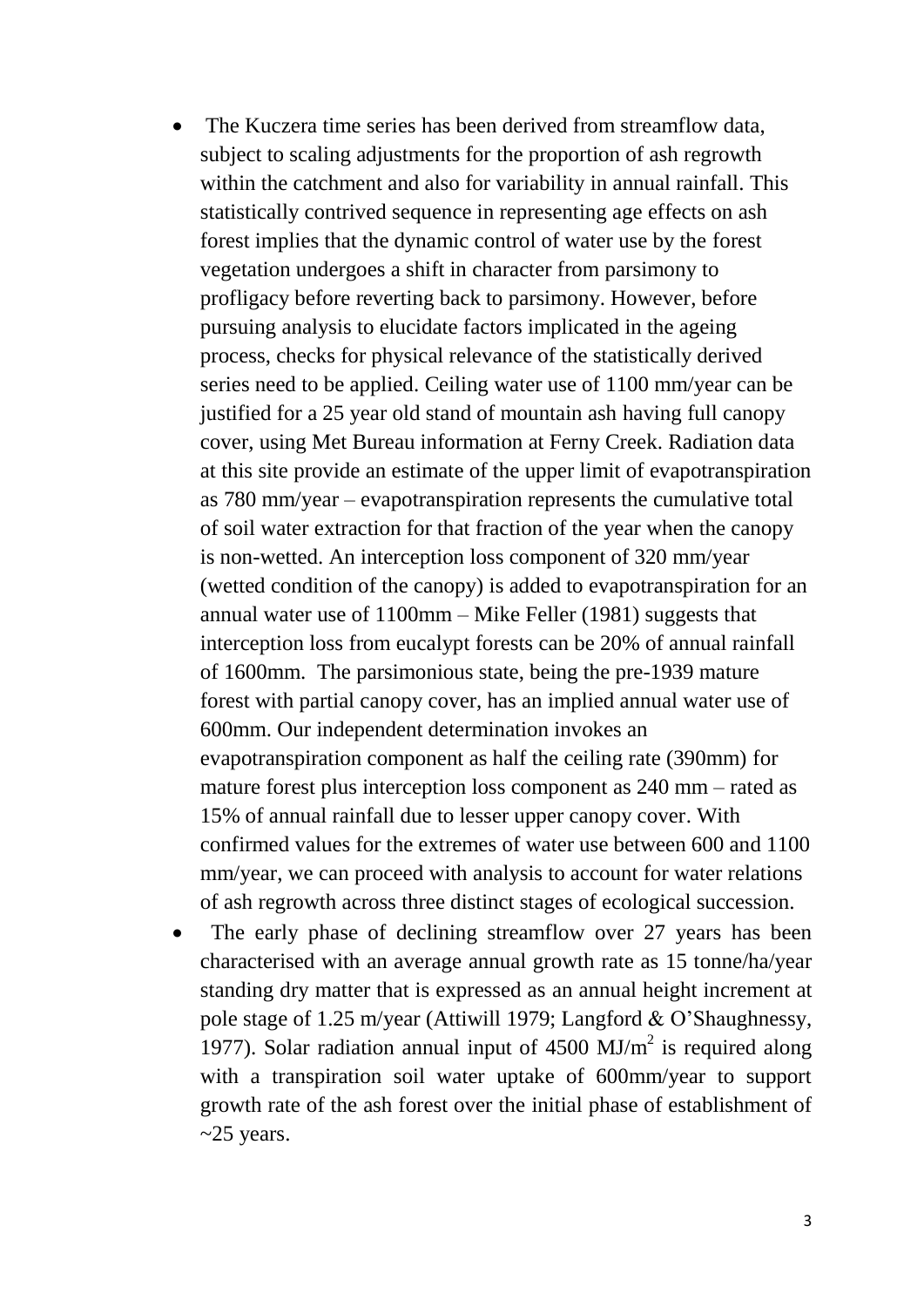- The Kuczera time series has been derived from streamflow data, subject to scaling adjustments for the proportion of ash regrowth within the catchment and also for variability in annual rainfall. This statistically contrived sequence in representing age effects on ash forest implies that the dynamic control of water use by the forest vegetation undergoes a shift in character from parsimony to profligacy before reverting back to parsimony. However, before pursuing analysis to elucidate factors implicated in the ageing process, checks for physical relevance of the statistically derived series need to be applied. Ceiling water use of 1100 mm/year can be justified for a 25 year old stand of mountain ash having full canopy cover, using Met Bureau information at Ferny Creek. Radiation data at this site provide an estimate of the upper limit of evapotranspiration as 780 mm/year – evapotranspiration represents the cumulative total of soil water extraction for that fraction of the year when the canopy is non-wetted. An interception loss component of 320 mm/year (wetted condition of the canopy) is added to evapotranspiration for an annual water use of 1100mm – Mike Feller (1981) suggests that interception loss from eucalypt forests can be 20% of annual rainfall of 1600mm. The parsimonious state, being the pre-1939 mature forest with partial canopy cover, has an implied annual water use of 600mm. Our independent determination invokes an evapotranspiration component as half the ceiling rate (390mm) for mature forest plus interception loss component as 240 mm – rated as 15% of annual rainfall due to lesser upper canopy cover. With confirmed values for the extremes of water use between 600 and 1100 mm/year, we can proceed with analysis to account for water relations of ash regrowth across three distinct stages of ecological succession.
- The early phase of declining streamflow over 27 years has been characterised with an average annual growth rate as 15 tonne/ha/year standing dry matter that is expressed as an annual height increment at pole stage of 1.25 m/year (Attiwill 1979; Langford & O'Shaughnessy, 1977). Solar radiation annual input of 4500 $MJ/m^2$ is required along with a transpiration soil water uptake of 600mm/year to support growth rate of the ash forest over the initial phase of establishment of ~25 years.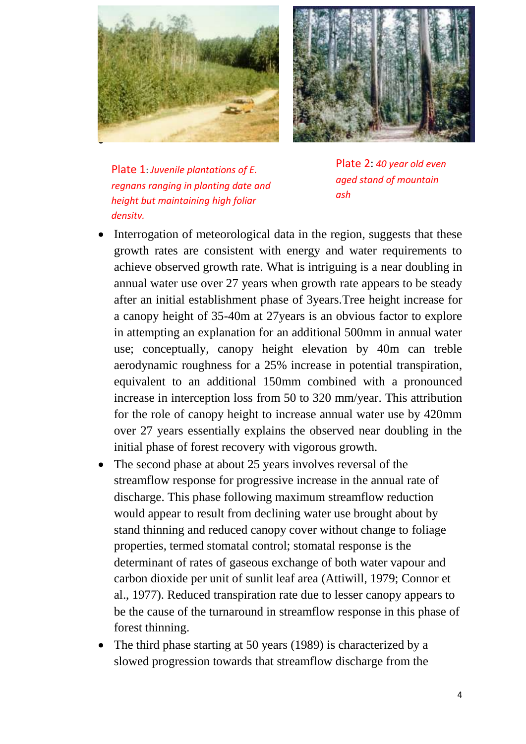Plate 1: *Juvenile plantations of E. regnans ranging in planting date and height but maintaining high foliar density.*

Plate 2: *40 year old even aged stand of mountain ash*

- Interrogation of meteorological data in the region, suggests that these growth rates are consistent with energy and water requirements to achieve observed growth rate. What is intriguing is a near doubling in annual water use over 27 years when growth rate appears to be steady after an initial establishment phase of 3years.Tree height increase for a canopy height of 35-40m at 27years is an obvious factor to explore in attempting an explanation for an additional 500mm in annual water use; conceptually, canopy height elevation by 40m can treble aerodynamic roughness for a 25% increase in potential transpiration, equivalent to an additional 150mm combined with a pronounced increase in interception loss from 50 to 320 mm/year. This attribution for the role of canopy height to increase annual water use by 420mm over 27 years essentially explains the observed near doubling in the initial phase of forest recovery with vigorous growth.
- The second phase at about 25 years involves reversal of the streamflow response for progressive increase in the annual rate of discharge. This phase following maximum streamflow reduction would appear to result from declining water use brought about by stand thinning and reduced canopy cover without change to foliage properties, termed stomatal control; stomatal response is the determinant of rates of gaseous exchange of both water vapour and carbon dioxide per unit of sunlit leaf area (Attiwill, 1979; Connor et al., 1977). Reduced transpiration rate due to lesser canopy appears to be the cause of the turnaround in streamflow response in this phase of forest thinning.
- The third phase starting at 50 years (1989) is characterized by a slowed progression towards that streamflow discharge from the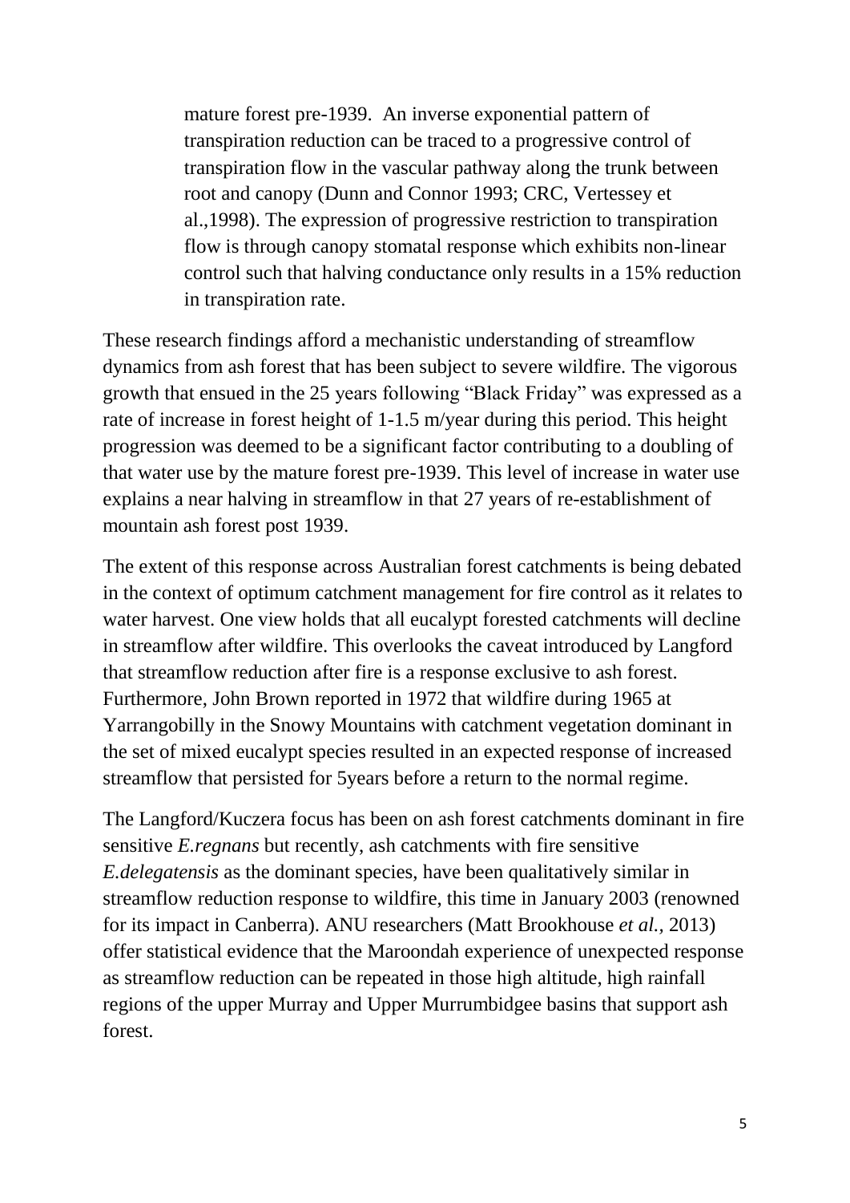> mature forest pre-1939. An inverse exponential pattern of transpiration reduction can be traced to a progressive control of transpiration flow in the vascular pathway along the trunk between root and canopy (Dunn and Connor 1993; CRC, Vertessey et al.,1998). The expression of progressive restriction to transpiration flow is through canopy stomatal response which exhibits non-linear control such that halving conductance only results in a 15% reduction in transpiration rate.

These research findings afford a mechanistic understanding of streamflow dynamics from ash forest that has been subject to severe wildfire. The vigorous growth that ensued in the 25 years following "Black Friday" was expressed as a rate of increase in forest height of 1-1.5 m/year during this period. This height progression was deemed to be a significant factor contributing to a doubling of that water use by the mature forest pre-1939. This level of increase in water use explains a near halving in streamflow in that 27 years of re-establishment of mountain ash forest post 1939.

The extent of this response across Australian forest catchments is being debated in the context of optimum catchment management for fire control as it relates to water harvest. One view holds that all eucalypt forested catchments will decline in streamflow after wildfire. This overlooks the caveat introduced by Langford that streamflow reduction after fire is a response exclusive to ash forest. Furthermore, John Brown reported in 1972 that wildfire during 1965 at Yarrangobilly in the Snowy Mountains with catchment vegetation dominant in the set of mixed eucalypt species resulted in an expected response of increased streamflow that persisted for 5years before a return to the normal regime.

The Langford/Kuczera focus has been on ash forest catchments dominant in fire sensitive *E.regnans* but recently, ash catchments with fire sensitive *E.delegatensis* as the dominant species, have been qualitatively similar in streamflow reduction response to wildfire, this time in January 2003 (renowned for its impact in Canberra). ANU researchers (Matt Brookhouse *et al.*, 2013) offer statistical evidence that the Maroondah experience of unexpected response as streamflow reduction can be repeated in those high altitude, high rainfall regions of the upper Murray and Upper Murrumbidgee basins that support ash forest.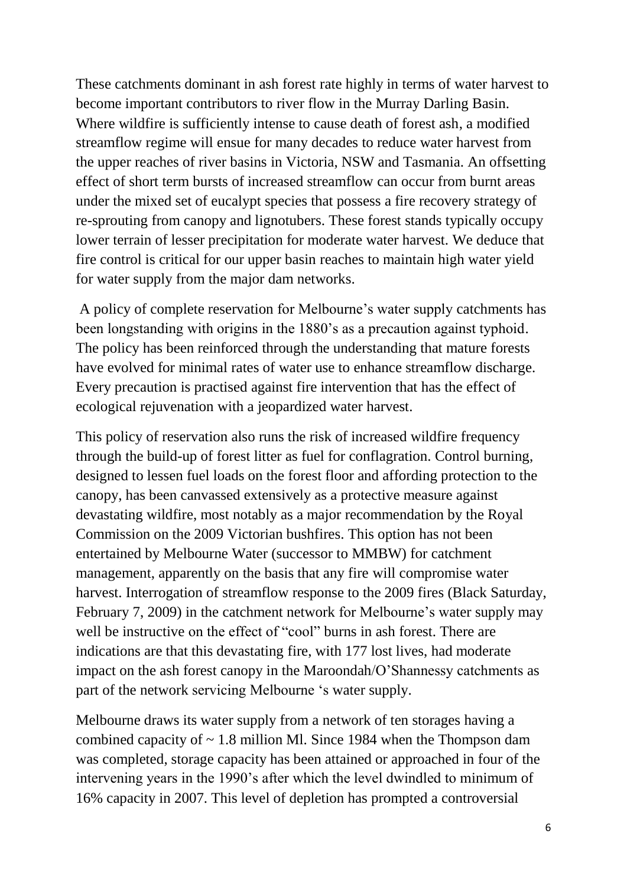These catchments dominant in ash forest rate highly in terms of water harvest to become important contributors to river flow in the Murray Darling Basin. Where wildfire is sufficiently intense to cause death of forest ash, a modified streamflow regime will ensue for many decades to reduce water harvest from the upper reaches of river basins in Victoria, NSW and Tasmania. An offsetting effect of short term bursts of increased streamflow can occur from burnt areas under the mixed set of eucalypt species that possess a fire recovery strategy of re-sprouting from canopy and lignotubers. These forest stands typically occupy lower terrain of lesser precipitation for moderate water harvest. We deduce that fire control is critical for our upper basin reaches to maintain high water yield for water supply from the major dam networks.

A policy of complete reservation for Melbourne's water supply catchments has been longstanding with origins in the 1880's as a precaution against typhoid. The policy has been reinforced through the understanding that mature forests have evolved for minimal rates of water use to enhance streamflow discharge. Every precaution is practised against fire intervention that has the effect of ecological rejuvenation with a jeopardized water harvest.

This policy of reservation also runs the risk of increased wildfire frequency through the build-up of forest litter as fuel for conflagration. Control burning, designed to lessen fuel loads on the forest floor and affording protection to the canopy, has been canvassed extensively as a protective measure against devastating wildfire, most notably as a major recommendation by the Royal Commission on the 2009 Victorian bushfires. This option has not been entertained by Melbourne Water (successor to MMBW) for catchment management, apparently on the basis that any fire will compromise water harvest. Interrogation of streamflow response to the 2009 fires (Black Saturday, February 7, 2009) in the catchment network for Melbourne's water supply may well be instructive on the effect of "cool" burns in ash forest. There are indications are that this devastating fire, with 177 lost lives, had moderate impact on the ash forest canopy in the Maroondah/O'Shannessy catchments as part of the network servicing Melbourne 's water supply.

Melbourne draws its water supply from a network of ten storages having a combined capacity of ~ 1.8 million Ml. Since 1984 when the Thompson dam was completed, storage capacity has been attained or approached in four of the intervening years in the 1990's after which the level dwindled to minimum of 16% capacity in 2007. This level of depletion has prompted a controversial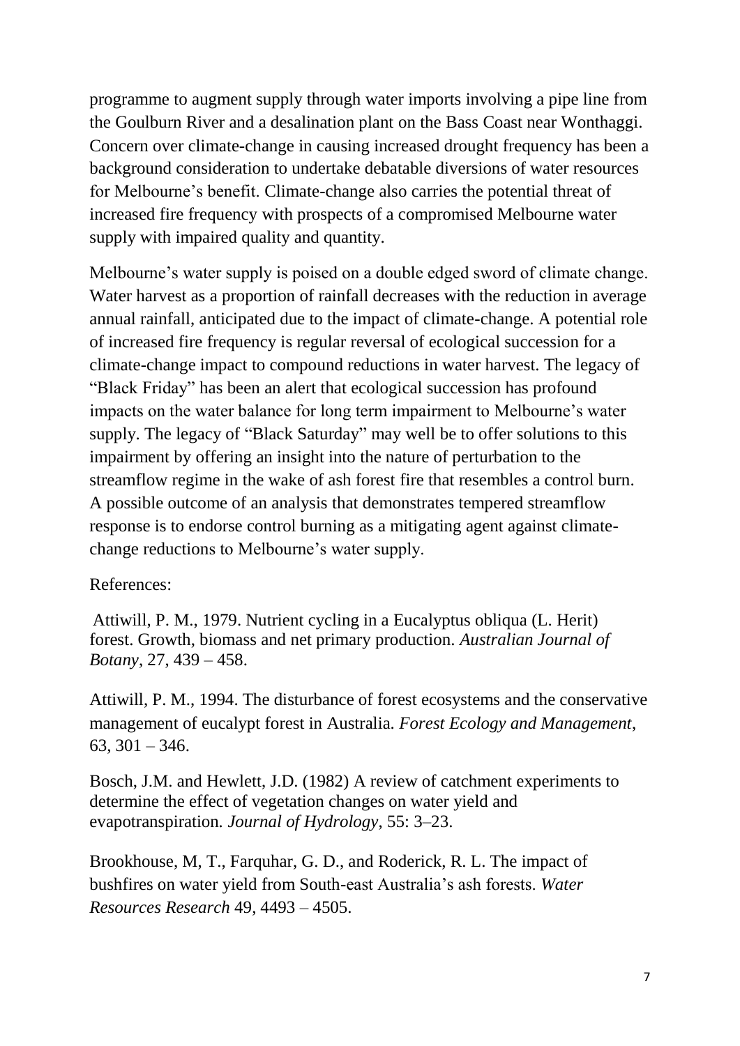programme to augment supply through water imports involving a pipe line from the Goulburn River and a desalination plant on the Bass Coast near Wonthaggi. Concern over climate-change in causing increased drought frequency has been a background consideration to undertake debatable diversions of water resources for Melbourne's benefit. Climate-change also carries the potential threat of increased fire frequency with prospects of a compromised Melbourne water supply with impaired quality and quantity.

Melbourne's water supply is poised on a double edged sword of climate change. Water harvest as a proportion of rainfall decreases with the reduction in average annual rainfall, anticipated due to the impact of climate-change. A potential role of increased fire frequency is regular reversal of ecological succession for a climate-change impact to compound reductions in water harvest. The legacy of "Black Friday" has been an alert that ecological succession has profound impacts on the water balance for long term impairment to Melbourne's water supply. The legacy of "Black Saturday" may well be to offer solutions to this impairment by offering an insight into the nature of perturbation to the streamflow regime in the wake of ash forest fire that resembles a control burn. A possible outcome of an analysis that demonstrates tempered streamflow response is to endorse control burning as a mitigating agent against climate-change reductions to Melbourne's water supply.

References:

Attiwill, P. M., 1979. Nutrient cycling in a Eucalyptus obliqua (L. Herit) forest. Growth, biomass and net primary production. *Australian Journal of Botany*, 27, 439 – 458.

Attiwill, P. M., 1994. The disturbance of forest ecosystems and the conservative management of eucalypt forest in Australia. *Forest Ecology and Management*, 63, 301 – 346.

Bosch, J.M. and Hewlett, J.D. (1982) A review of catchment experiments to determine the effect of vegetation changes on water yield and evapotranspiration. *Journal of Hydrology*, 55: 3–23.

Brookhouse, M, T., Farquhar, G. D., and Roderick, R. L. The impact of bushfires on water yield from South-east Australia's ash forests. *Water Resources Research* 49, 4493 – 4505.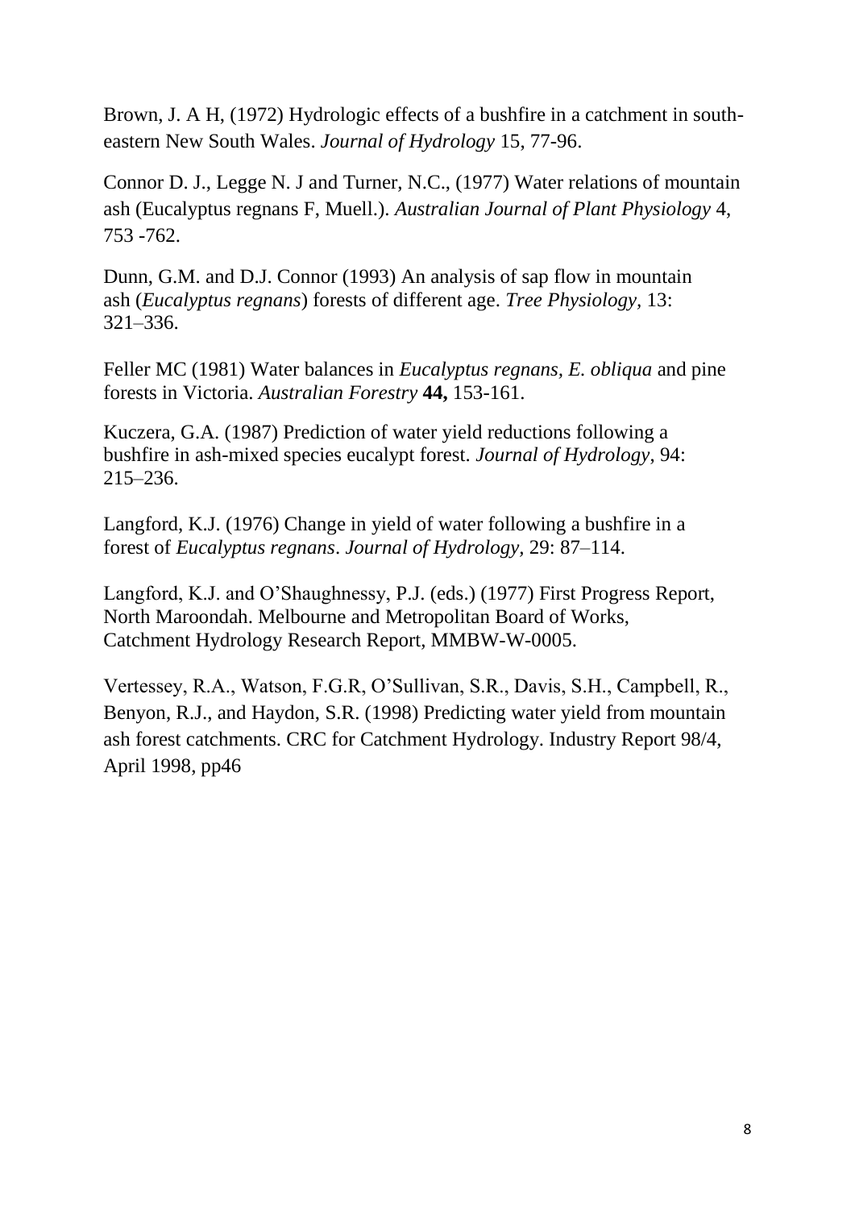Brown, J. A H, (1972) Hydrologic effects of a bushfire in a catchment in south-eastern New South Wales. *Journal of Hydrology* 15, 77-96.

Connor D. J., Legge N. J and Turner, N.C., (1977) Water relations of mountain ash (Eucalyptus regnans F, Muell.). *Australian Journal of Plant Physiology* 4, 753 -762.

Dunn, G.M. and D.J. Connor (1993) An analysis of sap flow in mountain ash (*Eucalyptus regnans*) forests of different age. *Tree Physiology,* 13: 321–336.

Feller MC (1981) Water balances in *Eucalyptus regnans, E. obliqua* and pine forests in Victoria. *Australian Forestry* **44,** 153-161.

Kuczera, G.A. (1987) Prediction of water yield reductions following a bushfire in ash-mixed species eucalypt forest. *Journal of Hydrology*, 94: 215–236.

Langford, K.J. (1976) Change in yield of water following a bushfire in a forest of *Eucalyptus regnans*. *Journal of Hydrology,* 29: 87–114.

Langford, K.J. and O'Shaughnessy, P.J. (eds.) (1977) First Progress Report, North Maroondah. Melbourne and Metropolitan Board of Works, Catchment Hydrology Research Report, MMBW-W-0005.

Vertessey, R.A., Watson, F.G.R, O'Sullivan, S.R., Davis, S.H., Campbell, R., Benyon, R.J., and Haydon, S.R. (1998) Predicting water yield from mountain ash forest catchments. CRC for Catchment Hydrology. Industry Report 98/4, April 1998, pp46